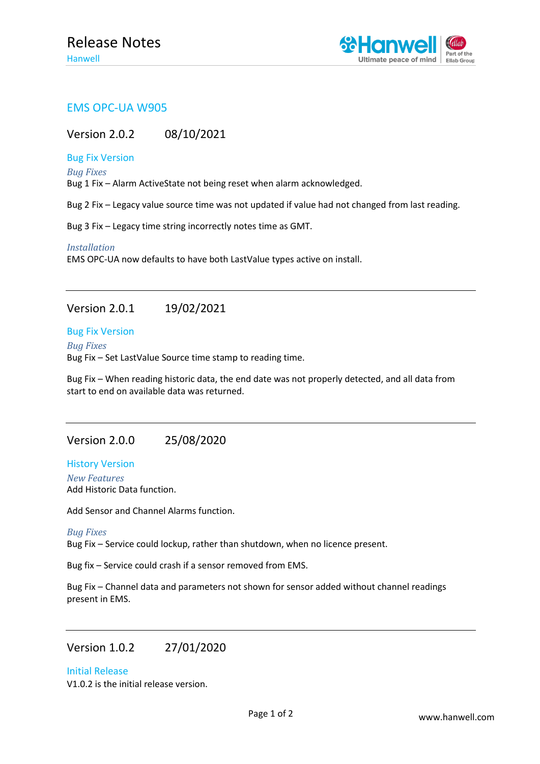# Release Notes

Hanwell

## EMS OPC-UA W905

### Version 2.0.2 08/10/2021

#### Bug Fix Version

*Bug Fixes*

Bug 1 Fix – Alarm ActiveState not being reset when alarm acknowledged.

Bug 2 Fix – Legacy value source time was not updated if value had not changed from last reading.

Bug 3 Fix – Legacy time string incorrectly notes time as GMT.

*Installation*

EMS OPC-UA now defaults to have both LastValue types active on install.

---

### Version 2.0.1 19/02/2021

#### Bug Fix Version

*Bug Fixes*

Bug Fix – Set LastValue Source time stamp to reading time.

Bug Fix – When reading historic data, the end date was not properly detected, and all data from start to end on available data was returned.

---

### Version 2.0.0 25/08/2020

#### History Version

*New Features*

Add Historic Data function.

Add Sensor and Channel Alarms function.

*Bug Fixes*

Bug Fix – Service could lockup, rather than shutdown, when no licence present.

Bug fix – Service could crash if a sensor removed from EMS.

Bug Fix – Channel data and parameters not shown for sensor added without channel readings present in EMS.

---

### Version 1.0.2 27/01/2020

#### Initial Release

V1.0.2 is the initial release version.